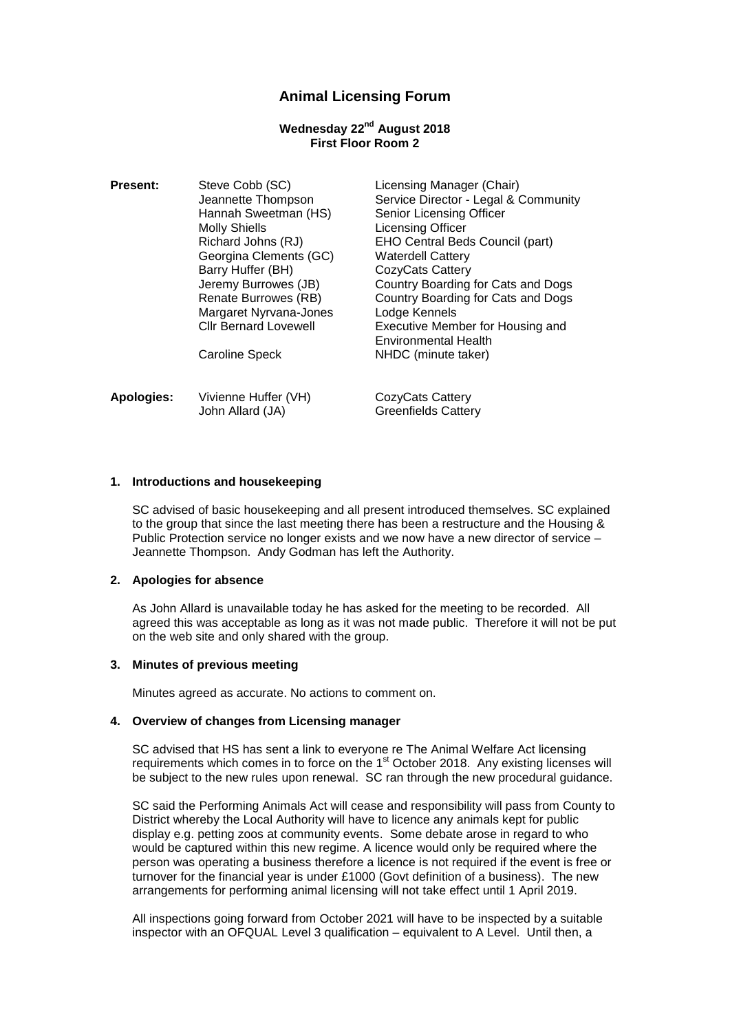# Animal Licensing Forum

**Wednesday 22nd August 2018**
**First Floor Room 2**

**Present:**

| | |
|---|---|
| Steve Cobb (SC) | Licensing Manager (Chair) |
| Jeannette Thompson | Service Director - Legal & Community |
| Hannah Sweetman (HS) | Senior Licensing Officer |
| Molly Shiells | Licensing Officer |
| Richard Johns (RJ) | EHO Central Beds Council (part) |
| Georgina Clements (GC) | Waterdell Cattery |
| Barry Huffer (BH) | CozyCats Cattery |
| Jeremy Burrowes (JB) | Country Boarding for Cats and Dogs |
| Renate Burrowes (RB) | Country Boarding for Cats and Dogs |
| Margaret Nyrvana-Jones | Lodge Kennels |
| Cllr Bernard Lovewell | Executive Member for Housing and Environmental Health |
| Caroline Speck | NHDC (minute taker) |

**Apologies:**

| | |
|---|---|
| Vivienne Huffer (VH) | CozyCats Cattery |
| John Allard (JA) | Greenfields Cattery |

## 1. Introductions and housekeeping

SC advised of basic housekeeping and all present introduced themselves. SC explained to the group that since the last meeting there has been a restructure and the Housing & Public Protection service no longer exists and we now have a new director of service – Jeannette Thompson. Andy Godman has left the Authority.

## 2. Apologies for absence

As John Allard is unavailable today he has asked for the meeting to be recorded. All agreed this was acceptable as long as it was not made public. Therefore it will not be put on the web site and only shared with the group.

## 3. Minutes of previous meeting

Minutes agreed as accurate. No actions to comment on.

## 4. Overview of changes from Licensing manager

SC advised that HS has sent a link to everyone re The Animal Welfare Act licensing requirements which comes in to force on the 1st October 2018. Any existing licenses will be subject to the new rules upon renewal. SC ran through the new procedural guidance.

SC said the Performing Animals Act will cease and responsibility will pass from County to District whereby the Local Authority will have to licence any animals kept for public display e.g. petting zoos at community events. Some debate arose in regard to who would be captured within this new regime. A licence would only be required where the person was operating a business therefore a licence is not required if the event is free or turnover for the financial year is under £1000 (Govt definition of a business). The new arrangements for performing animal licensing will not take effect until 1 April 2019.

All inspections going forward from October 2021 will have to be inspected by a suitable inspector with an OFQUAL Level 3 qualification – equivalent to A Level. Until then, a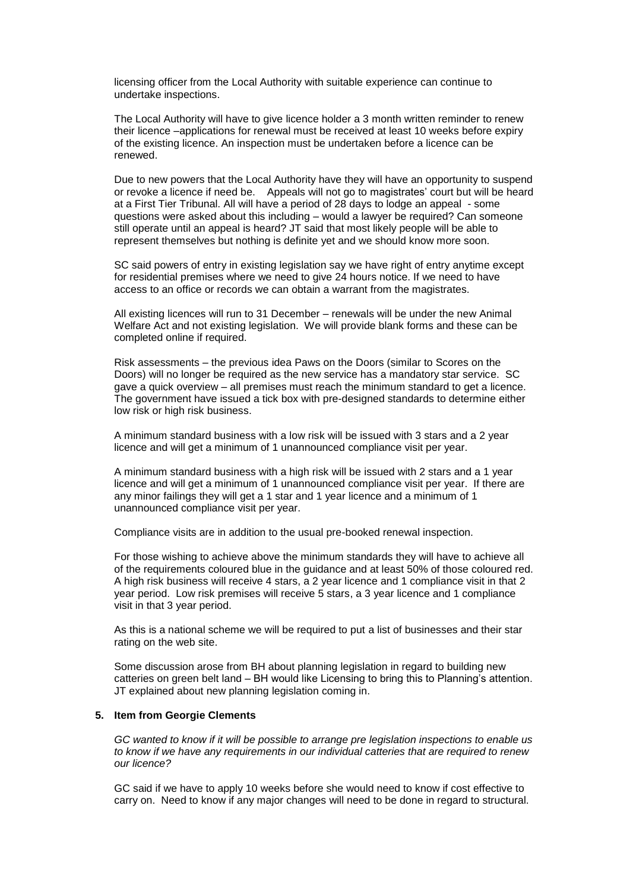licensing officer from the Local Authority with suitable experience can continue to undertake inspections.

The Local Authority will have to give licence holder a 3 month written reminder to renew their licence –applications for renewal must be received at least 10 weeks before expiry of the existing licence. An inspection must be undertaken before a licence can be renewed.

Due to new powers that the Local Authority have they will have an opportunity to suspend or revoke a licence if need be. Appeals will not go to magistrates' court but will be heard at a First Tier Tribunal. All will have a period of 28 days to lodge an appeal - some questions were asked about this including – would a lawyer be required? Can someone still operate until an appeal is heard? JT said that most likely people will be able to represent themselves but nothing is definite yet and we should know more soon.

SC said powers of entry in existing legislation say we have right of entry anytime except for residential premises where we need to give 24 hours notice. If we need to have access to an office or records we can obtain a warrant from the magistrates.

All existing licences will run to 31 December – renewals will be under the new Animal Welfare Act and not existing legislation. We will provide blank forms and these can be completed online if required.

Risk assessments – the previous idea Paws on the Doors (similar to Scores on the Doors) will no longer be required as the new service has a mandatory star service. SC gave a quick overview – all premises must reach the minimum standard to get a licence. The government have issued a tick box with pre-designed standards to determine either low risk or high risk business.

A minimum standard business with a low risk will be issued with 3 stars and a 2 year licence and will get a minimum of 1 unannounced compliance visit per year.

A minimum standard business with a high risk will be issued with 2 stars and a 1 year licence and will get a minimum of 1 unannounced compliance visit per year. If there are any minor failings they will get a 1 star and 1 year licence and a minimum of 1 unannounced compliance visit per year.

Compliance visits are in addition to the usual pre-booked renewal inspection.

For those wishing to achieve above the minimum standards they will have to achieve all of the requirements coloured blue in the guidance and at least 50% of those coloured red. A high risk business will receive 4 stars, a 2 year licence and 1 compliance visit in that 2 year period. Low risk premises will receive 5 stars, a 3 year licence and 1 compliance visit in that 3 year period.

As this is a national scheme we will be required to put a list of businesses and their star rating on the web site.

Some discussion arose from BH about planning legislation in regard to building new catteries on green belt land – BH would like Licensing to bring this to Planning's attention. JT explained about new planning legislation coming in.

**5. Item from Georgie Clements**

*GC wanted to know if it will be possible to arrange pre legislation inspections to enable us to know if we have any requirements in our individual catteries that are required to renew our licence?*

GC said if we have to apply 10 weeks before she would need to know if cost effective to carry on. Need to know if any major changes will need to be done in regard to structural.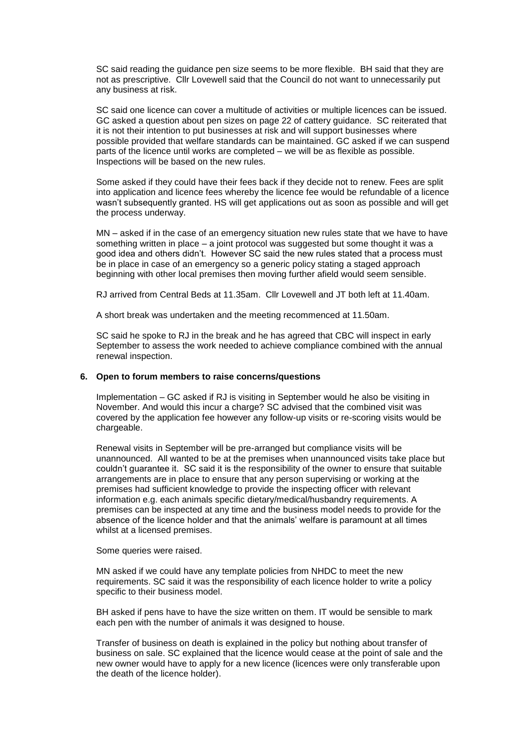SC said reading the guidance pen size seems to be more flexible. BH said that they are not as prescriptive. Cllr Lovewell said that the Council do not want to unnecessarily put any business at risk.

SC said one licence can cover a multitude of activities or multiple licences can be issued. GC asked a question about pen sizes on page 22 of cattery guidance. SC reiterated that it is not their intention to put businesses at risk and will support businesses where possible provided that welfare standards can be maintained. GC asked if we can suspend parts of the licence until works are completed – we will be as flexible as possible. Inspections will be based on the new rules.

Some asked if they could have their fees back if they decide not to renew. Fees are split into application and licence fees whereby the licence fee would be refundable of a licence wasn't subsequently granted. HS will get applications out as soon as possible and will get the process underway.

MN – asked if in the case of an emergency situation new rules state that we have to have something written in place – a joint protocol was suggested but some thought it was a good idea and others didn't. However SC said the new rules stated that a process must be in place in case of an emergency so a generic policy stating a staged approach beginning with other local premises then moving further afield would seem sensible.

RJ arrived from Central Beds at 11.35am. Cllr Lovewell and JT both left at 11.40am.

A short break was undertaken and the meeting recommenced at 11.50am.

SC said he spoke to RJ in the break and he has agreed that CBC will inspect in early September to assess the work needed to achieve compliance combined with the annual renewal inspection.

**6. Open to forum members to raise concerns/questions**

Implementation – GC asked if RJ is visiting in September would he also be visiting in November. And would this incur a charge? SC advised that the combined visit was covered by the application fee however any follow-up visits or re-scoring visits would be chargeable.

Renewal visits in September will be pre-arranged but compliance visits will be unannounced. All wanted to be at the premises when unannounced visits take place but couldn't guarantee it. SC said it is the responsibility of the owner to ensure that suitable arrangements are in place to ensure that any person supervising or working at the premises had sufficient knowledge to provide the inspecting officer with relevant information e.g. each animals specific dietary/medical/husbandry requirements. A premises can be inspected at any time and the business model needs to provide for the absence of the licence holder and that the animals' welfare is paramount at all times whilst at a licensed premises.

Some queries were raised.

MN asked if we could have any template policies from NHDC to meet the new requirements. SC said it was the responsibility of each licence holder to write a policy specific to their business model.

BH asked if pens have to have the size written on them. IT would be sensible to mark each pen with the number of animals it was designed to house.

Transfer of business on death is explained in the policy but nothing about transfer of business on sale. SC explained that the licence would cease at the point of sale and the new owner would have to apply for a new licence (licences were only transferable upon the death of the licence holder).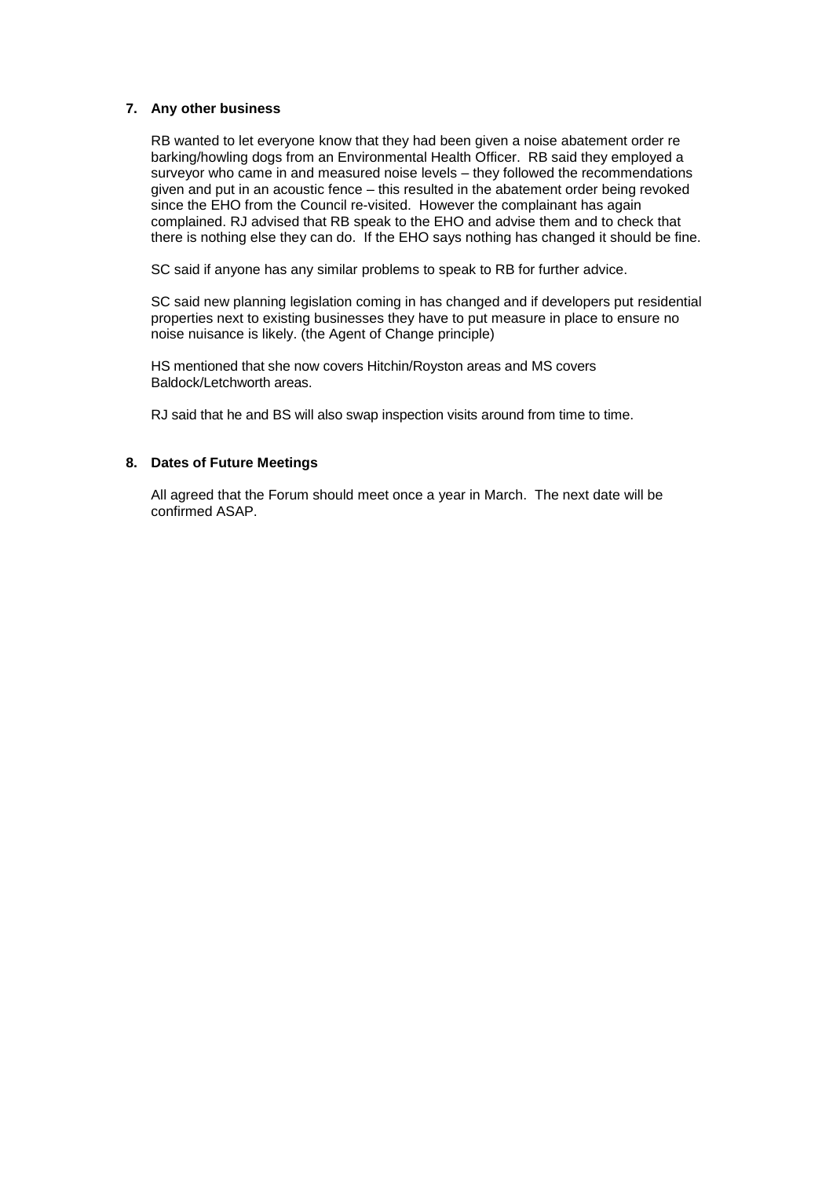## 7. Any other business

RB wanted to let everyone know that they had been given a noise abatement order re barking/howling dogs from an Environmental Health Officer. RB said they employed a surveyor who came in and measured noise levels – they followed the recommendations given and put in an acoustic fence – this resulted in the abatement order being revoked since the EHO from the Council re-visited. However the complainant has again complained. RJ advised that RB speak to the EHO and advise them and to check that there is nothing else they can do. If the EHO says nothing has changed it should be fine.

SC said if anyone has any similar problems to speak to RB for further advice.

SC said new planning legislation coming in has changed and if developers put residential properties next to existing businesses they have to put measure in place to ensure no noise nuisance is likely. (the Agent of Change principle)

HS mentioned that she now covers Hitchin/Royston areas and MS covers Baldock/Letchworth areas.

RJ said that he and BS will also swap inspection visits around from time to time.

## 8. Dates of Future Meetings

All agreed that the Forum should meet once a year in March. The next date will be confirmed ASAP.